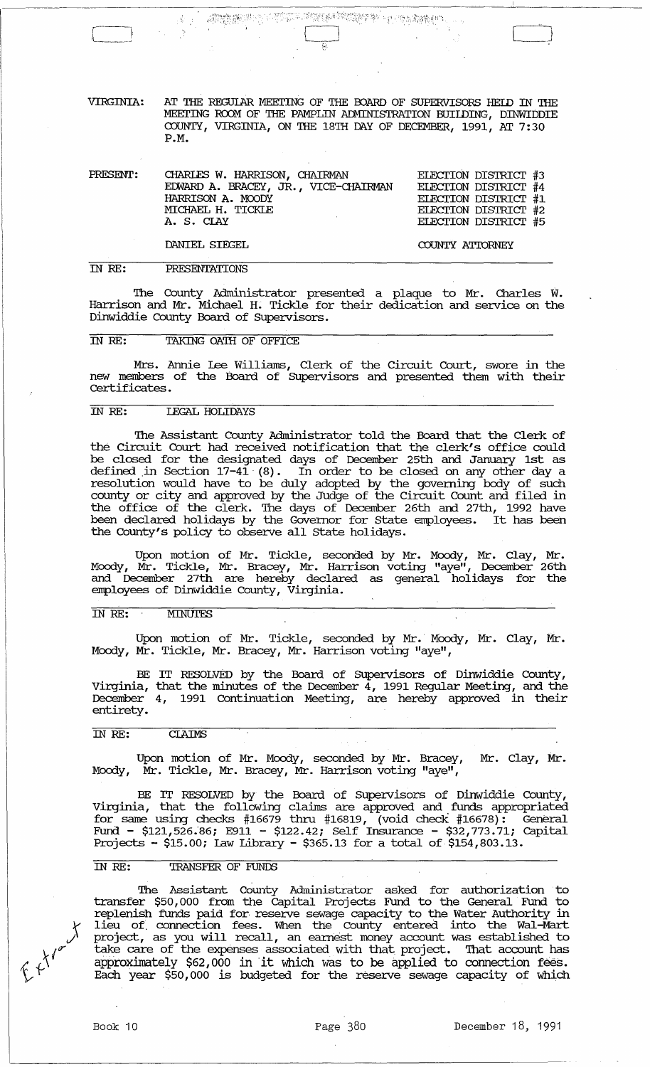VIRGINIA: AT THE REGULAR MEETING OF THE BOARD OF SUPERVISORS HELD IN THE MEETING ROOM OF THE PAMPLIN ADMINISTRATION BUILDING, DINWIDDIE COUNTY, VIRGINIA, ON THE 18TH DAY OF DECEMBER, 1991, AT 7:30 P.M.

| | | |
|---|---|---|
| PRESENT: | CHARLES W. HARRISON, CHAIRMAN | ELECTION DISTRICT #3 |
| | EDWARD A. BRACEY, JR., VICE-CHAIRMAN | ELECTION DISTRICT #4 |
| | HARRISON A. MOODY | ELECTION DISTRICT #1 |
| | MICHAEL H. TICKLE | ELECTION DISTRICT #2 |
| | A. S. CLAY | ELECTION DISTRICT #5 |
| | DANIEL SIEGEL | COUNTY ATTORNEY |

IN RE: PRESENTATIONS

The County Administrator presented a plaque to Mr. Charles W. Harrison and Mr. Michael H. Tickle for their dedication and service on the Dinwiddie County Board of Supervisors.

IN RE: TAKING OATH OF OFFICE

Mrs. Annie Lee Williams, Clerk of the Circuit Court, swore in the new members of the Board of Supervisors and presented them with their Certificates.

IN RE: LEGAL HOLIDAYS

The Assistant County Administrator told the Board that the Clerk of the Circuit Court had received notification that the clerk's office could be closed for the designated days of December 25th and January 1st as defined in Section 17-41 (8). In order to be closed on any other day a resolution would have to be duly adopted by the governing body of such county or city and approved by the Judge of the Circuit Count and filed in the office of the clerk. The days of December 26th and 27th, 1992 have been declared holidays by the Governor for State employees. It has been the County's policy to observe all State holidays.

Upon motion of Mr. Tickle, seconded by Mr. Moody, Mr. Clay, Mr. Moody, Mr. Tickle, Mr. Bracey, Mr. Harrison voting "aye", December 26th and December 27th are hereby declared as general holidays for the employees of Dinwiddie County, Virginia.

IN RE: MINUTES

Upon motion of Mr. Tickle, seconded by Mr. Moody, Mr. Clay, Mr. Moody, Mr. Tickle, Mr. Bracey, Mr. Harrison voting "aye",

BE IT RESOLVED by the Board of Supervisors of Dinwiddie County, Virginia, that the minutes of the December 4, 1991 Regular Meeting, and the December 4, 1991 Continuation Meeting, are hereby approved in their entirety.

IN RE: CLAIMS

Upon motion of Mr. Moody, seconded by Mr. Bracey, Mr. Clay, Mr. Moody, Mr. Tickle, Mr. Bracey, Mr. Harrison voting "aye",

BE IT RESOLVED by the Board of Supervisors of Dinwiddie County, Virginia, that the following claims are approved and funds appropriated for same using checks #16679 thru #16819, (void check #16678): General Fund - $121,526.86; E911 - $122.42; Self Insurance - $32,773.71; Capital Projects - $15.00; Law Library - $365.13 for a total of $154,803.13.

IN RE: TRANSFER OF FUNDS

The Assistant County Administrator asked for authorization to transfer $50,000 from the Capital Projects Fund to the General Fund to replenish funds paid for reserve sewage capacity to the Water Authority in lieu of connection fees. When the County entered into the Wal-Mart project, as you will recall, an earnest money account was established to take care of the expenses associated with that project. That account has approximately $62,000 in it which was to be applied to connection fees. Each year $50,000 is budgeted for the reserve sewage capacity of which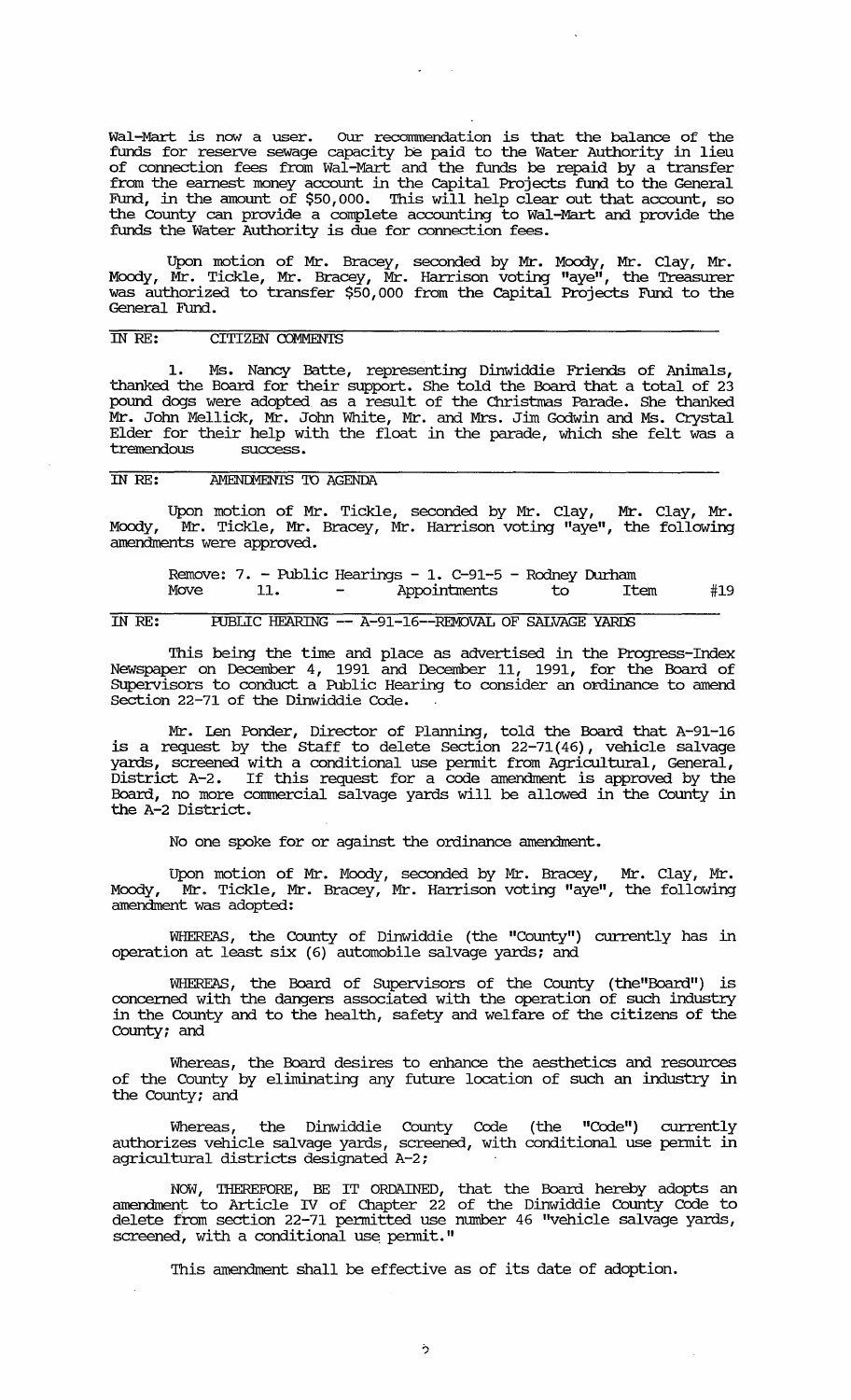Wal-Mart is now a user. Our recommendation is that the balance of the funds for reserve sewage capacity be paid to the Water Authority in lieu of connection fees from Wal-Mart and the funds be repaid by a transfer from the earnest money account in the Capital Projects fund to the General Fund, in the amount of $50,000. This will help clear out that account, so the County can provide a complete accounting to Wal-Mart and provide the funds the Water Authority is due for connection fees.

Upon motion of Mr. Bracey, seconded by Mr. Moody, Mr. Clay, Mr. Moody, Mr. Tickle, Mr. Bracey, Mr. Harrison voting "aye", the Treasurer was authorized to transfer $50,000 from the Capital Projects Fund to the General Fund.

IN RE: CITIZEN COMMENTS

1. Ms. Nancy Batte, representing Dinwiddie Friends of Animals, thanked the Board for their support. She told the Board that a total of 23 pound dogs were adopted as a result of the Christmas Parade. She thanked Mr. John Mellick, Mr. John White, Mr. and Mrs. Jim Godwin and Ms. Crystal Elder for their help with the float in the parade, which she felt was a tremendous success.

IN RE: AMENDMENTS TO AGENDA

Upon motion of Mr. Tickle, seconded by Mr. Clay, Mr. Clay, Mr. Moody, Mr. Tickle, Mr. Bracey, Mr. Harrison voting "aye", the following amendments were approved.

Remove: 7. - Public Hearings - 1. C-91-5 - Rodney Durham
Move 11. - Appointments to Item #19

IN RE: PUBLIC HEARING -- A-91-16--REMOVAL OF SALVAGE YARDS

This being the time and place as advertised in the Progress-Index Newspaper on December 4, 1991 and December 11, 1991, for the Board of Supervisors to conduct a Public Hearing to consider an ordinance to amend Section 22-71 of the Dinwiddie Code.

Mr. Len Ponder, Director of Planning, told the Board that A-91-16 is a request by the Staff to delete Section 22-71(46), vehicle salvage yards, screened with a conditional use permit from Agricultural, General, District A-2. If this request for a code amendment is approved by the Board, no more commercial salvage yards will be allowed in the County in the A-2 District.

No one spoke for or against the ordinance amendment.

Upon motion of Mr. Moody, seconded by Mr. Bracey, Mr. Clay, Mr. Moody, Mr. Tickle, Mr. Bracey, Mr. Harrison voting "aye", the following amendment was adopted:

WHEREAS, the County of Dinwiddie (the "County") currently has in operation at least six (6) automobile salvage yards; and

WHEREAS, the Board of Supervisors of the County (the"Board") is concerned with the dangers associated with the operation of such industry in the County and to the health, safety and welfare of the citizens of the County; and

Whereas, the Board desires to enhance the aesthetics and resources of the County by eliminating any future location of such an industry in the County; and

Whereas, the Dinwiddie County Code (the "Code") currently authorizes vehicle salvage yards, screened, with conditional use permit in agricultural districts designated A-2;

NOW, THEREFORE, BE IT ORDAINED, that the Board hereby adopts an amendment to Article IV of Chapter 22 of the Dinwiddie County Code to delete from section 22-71 permitted use number 46 "vehicle salvage yards, screened, with a conditional use permit."

This amendment shall be effective as of its date of adoption.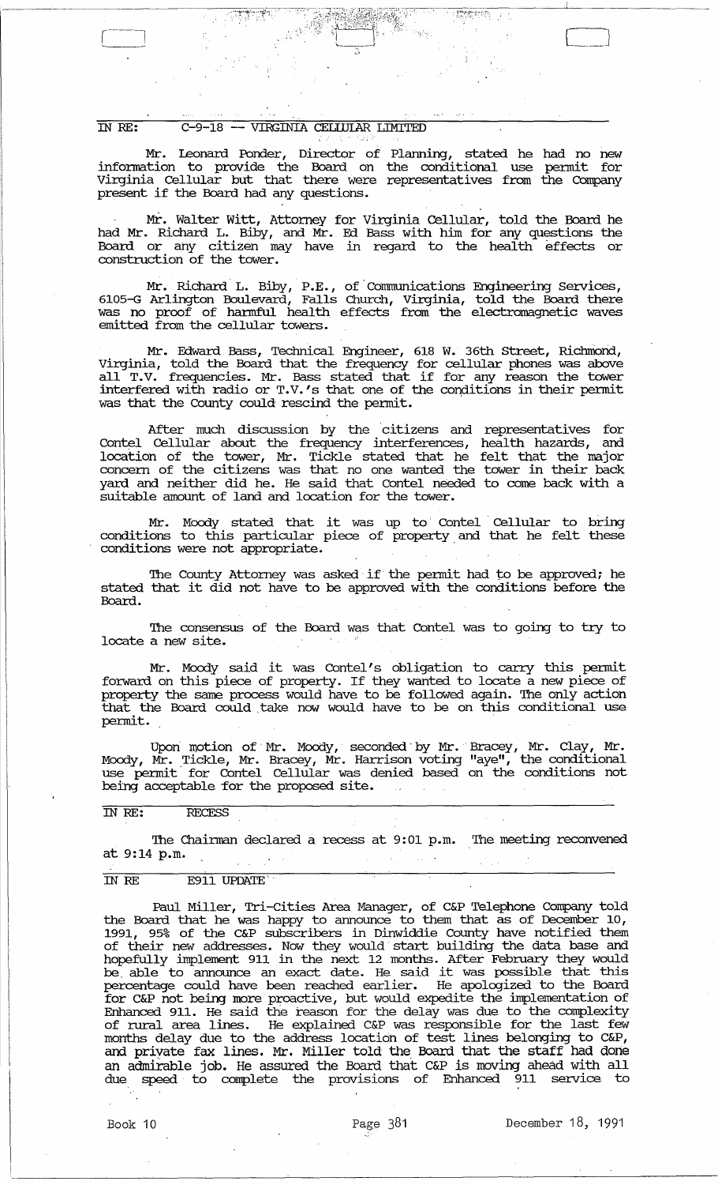IN RE: C-9-18 -- VIRGINIA CELLULAR LIMITED

Mr. Leonard Ponder, Director of Planning, stated he had no new information to provide the Board on the conditional use permit for Virginia Cellular but that there were representatives from the Company present if the Board had any questions.

Mr. Walter Witt, Attorney for Virginia Cellular, told the Board he had Mr. Richard L. Biby, and Mr. Ed Bass with him for any questions the Board or any citizen may have in regard to the health effects or construction of the tower.

Mr. Richard L. Biby, P.E., of Communications Engineering Services, 6105-G Arlington Boulevard, Falls Church, Virginia, told the Board there was no proof of harmful health effects from the electromagnetic waves emitted from the cellular towers.

Mr. Edward Bass, Technical Engineer, 618 W. 36th Street, Richmond, Virginia, told the Board that the frequency for cellular phones was above all T.V. frequencies. Mr. Bass stated that if for any reason the tower interfered with radio or T.V.'s that one of the conditions in their permit was that the County could rescind the permit.

After much discussion by the citizens and representatives for Contel Cellular about the frequency interferences, health hazards, and location of the tower, Mr. Tickle stated that he felt that the major concern of the citizens was that no one wanted the tower in their back yard and neither did he. He said that Contel needed to come back with a suitable amount of land and location for the tower.

Mr. Moody stated that it was up to Contel Cellular to bring conditions to this particular piece of property and that he felt these conditions were not appropriate.

The County Attorney was asked if the permit had to be approved; he stated that it did not have to be approved with the conditions before the Board.

The consensus of the Board was that Contel was to going to try to locate a new site.

Mr. Moody said it was Contel's obligation to carry this permit forward on this piece of property. If they wanted to locate a new piece of property the same process would have to be followed again. The only action that the Board could take now would have to be on this conditional use permit.

Upon motion of Mr. Moody, seconded by Mr. Bracey, Mr. Clay, Mr. Moody, Mr. Tickle, Mr. Bracey, Mr. Harrison voting "aye", the conditional use permit for Contel Cellular was denied based on the conditions not being acceptable for the proposed site.

IN RE: RECESS

The Chairman declared a recess at 9:01 p.m. The meeting reconvened at 9:14 p.m.

IN RE E911 UPDATE

Paul Miller, Tri-Cities Area Manager, of C&P Telephone Company told the Board that he was happy to announce to them that as of December 10, 1991, 95% of the C&P subscribers in Dinwiddie County have notified them of their new addresses. Now they would start building the data base and hopefully implement 911 in the next 12 months. After February they would be able to announce an exact date. He said it was possible that this percentage could have been reached earlier. He apologized to the Board for C&P not being more proactive, but would expedite the implementation of Enhanced 911. He said the reason for the delay was due to the complexity of rural area lines. He explained C&P was responsible for the last few months delay due to the address location of test lines belonging to C&P, and private fax lines. Mr. Miller told the Board that the staff had done an admirable job. He assured the Board that C&P is moving ahead with all due speed to complete the provisions of Enhanced 911 service to

Book 10 Page 381 December 18, 1991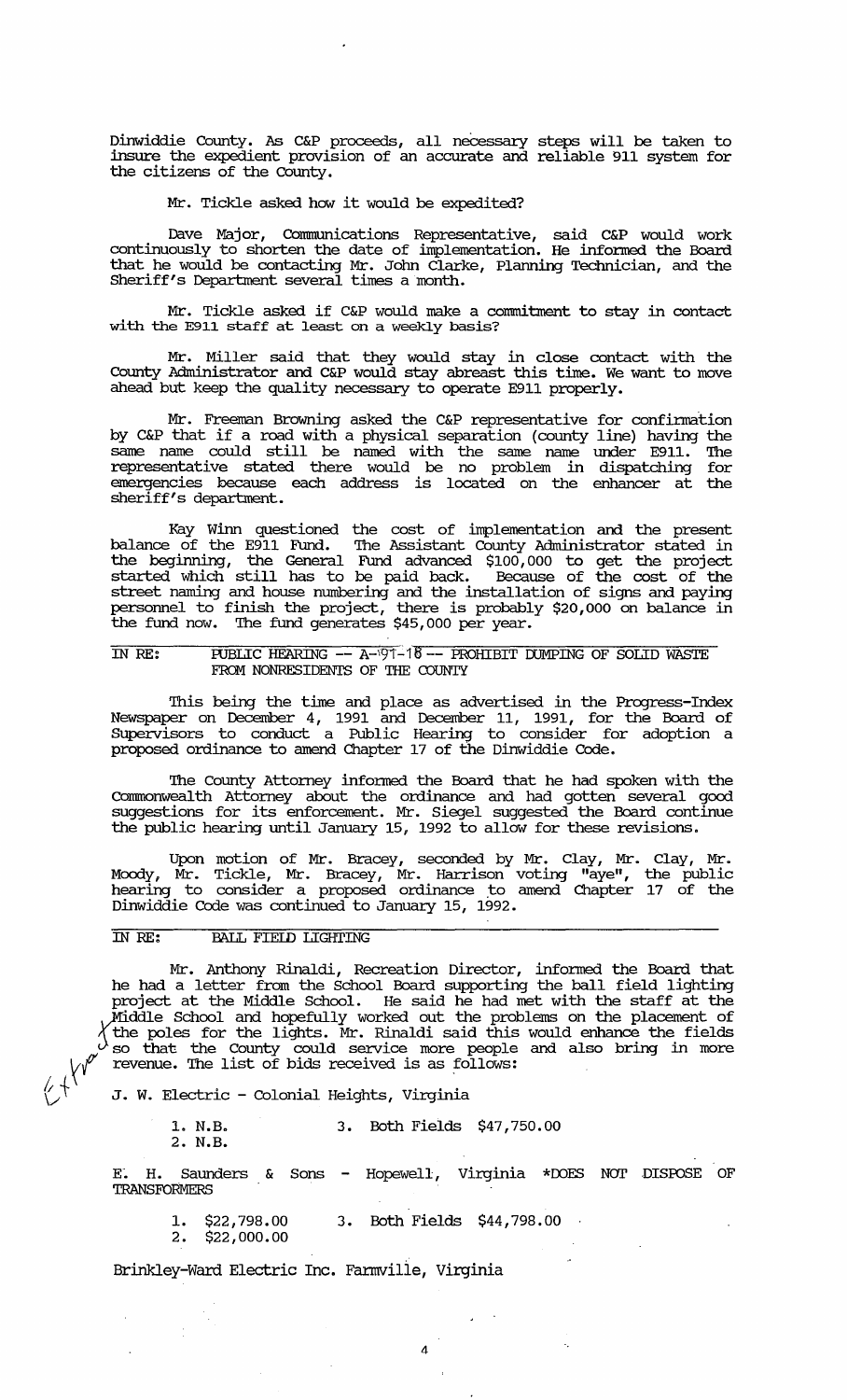Dinwiddie County. As C&P proceeds, all necessary steps will be taken to insure the expedient provision of an accurate and reliable 911 system for the citizens of the County.

Mr. Tickle asked how it would be expedited?

Dave Major, Communications Representative, said C&P would work continuously to shorten the date of implementation. He informed the Board that he would be contacting Mr. John Clarke, Planning Technician, and the Sheriff's Department several times a month.

Mr. Tickle asked if C&P would make a commitment to stay in contact with the E911 staff at least on a weekly basis?

Mr. Miller said that they would stay in close contact with the County Administrator and C&P would stay abreast this time. We want to move ahead but keep the quality necessary to operate E911 properly.

Mr. Freeman Browning asked the C&P representative for confirmation by C&P that if a road with a physical separation (county line) having the same name could still be named with the same name under E911. The representative stated there would be no problem in dispatching for emergencies because each address is located on the enhancer at the sheriff's department.

Kay Winn questioned the cost of implementation and the present balance of the E911 Fund. The Assistant County Administrator stated in the beginning, the General Fund advanced $100,000 to get the project started which still has to be paid back. Because of the cost of the street naming and house numbering and the installation of signs and paying personnel to finish the project, there is probably $20,000 on balance in the fund now. The fund generates $45,000 per year.

IN RE: PUBLIC HEARING -- A-91-18 -- PROHIBIT DUMPING OF SOLID WASTE FROM NONRESIDENTS OF THE COUNTY

This being the time and place as advertised in the Progress-Index Newspaper on December 4, 1991 and December 11, 1991, for the Board of Supervisors to conduct a Public Hearing to consider for adoption a proposed ordinance to amend Chapter 17 of the Dinwiddie Code.

The County Attorney informed the Board that he had spoken with the Commonwealth Attorney about the ordinance and had gotten several good suggestions for its enforcement. Mr. Siegel suggested the Board continue the public hearing until January 15, 1992 to allow for these revisions.

Upon motion of Mr. Bracey, seconded by Mr. Clay, Mr. Clay, Mr. Moody, Mr. Tickle, Mr. Bracey, Mr. Harrison voting "aye", the public hearing to consider a proposed ordinance to amend Chapter 17 of the Dinwiddie Code was continued to January 15, 1992.

IN RE: BALL FIELD LIGHTING

Mr. Anthony Rinaldi, Recreation Director, informed the Board that he had a letter from the School Board supporting the ball field lighting project at the Middle School. He said he had met with the staff at the Middle School and hopefully worked out the problems on the placement of the poles for the lights. Mr. Rinaldi said this would enhance the fields so that the County could service more people and also bring in more revenue. The list of bids received is as follows:

J. W. Electric - Colonial Heights, Virginia

1. N.B.
2. N.B.
3. Both Fields $47,750.00

E. H. Saunders & Sons - Hopewell, Virginia *DOES NOT DISPOSE OF TRANSFORMERS

1. $22,798.00
2. $22,000.00
3. Both Fields $44,798.00

Brinkley-Ward Electric Inc. Farmville, Virginia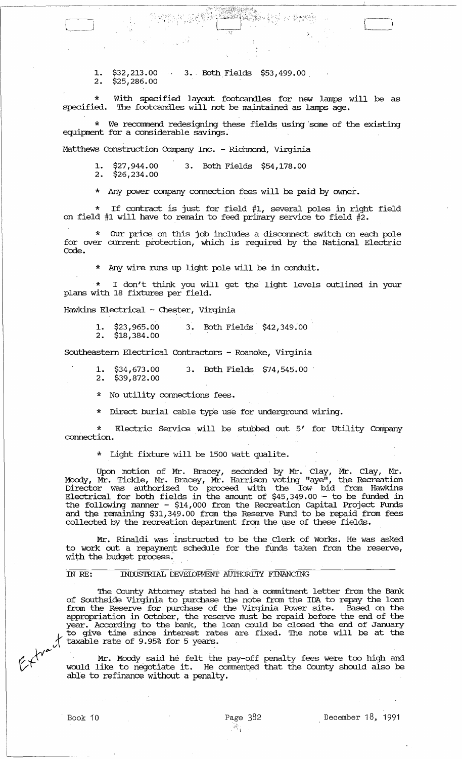1. $32,213.00 3. Both Fields $53,499.00
2. $25,286.00

\* With specified layout footcandles for new lamps will be as specified. The footcandles will not be maintained as lamps age.

\* We recommend redesigning these fields using some of the existing equipment for a considerable savings.

Matthews Construction Company Inc. - Richmond, Virginia

1. $27,944.00 3. Both Fields $54,178.00
2. $26,234.00

\* Any power company connection fees will be paid by owner.

\* If contract is just for field #1, several poles in right field on field #1 will have to remain to feed primary service to field #2.

\* Our price on this job includes a disconnect switch on each pole for over current protection, which is required by the National Electric Code.

\* Any wire runs up light pole will be in conduit.

\* I don't think you will get the light levels outlined in your plans with 18 fixtures per field.

Hawkins Electrical - Chester, Virginia

1. $23,965.00 3. Both Fields $42,349.00
2. $18,384.00

Southeastern Electrical Contractors - Roanoke, Virginia

1. $34,673.00 3. Both Fields $74,545.00
2. $39,872.00

\* No utility connections fees.

\* Direct burial cable type use for underground wiring.

\* Electric Service will be stubbed out 5' for Utility Company connection.

\* Light fixture will be 1500 watt qualite.

Upon motion of Mr. Bracey, seconded by Mr. Clay, Mr. Clay, Mr. Moody, Mr. Tickle, Mr. Bracey, Mr. Harrison voting "aye", the Recreation Director was authorized to proceed with the low bid from Hawkins Electrical for both fields in the amount of $45,349.00 - to be funded in the following manner - $14,000 from the Recreation Capital Project Funds and the remaining $31,349.00 from the Reserve Fund to be repaid from fees collected by the recreation department from the use of these fields.

Mr. Rinaldi was instructed to be the Clerk of Works. He was asked to work out a repayment schedule for the funds taken from the reserve, with the budget process.

IN RE: INDUSTRIAL DEVELOPMENT AUTHORITY FINANCING

The County Attorney stated he had a commitment letter from the Bank of Southside Virginia to purchase the note from the IDA to repay the loan from the Reserve for purchase of the Virginia Power site. Based on the appropriation in October, the reserve must be repaid before the end of the year. According to the bank, the loan could be closed the end of January to give time since interest rates are fixed. The note will be at the taxable rate of 9.95% for 5 years.

Extract

Mr. Moody said he felt the pay-off penalty fees were too high and would like to negotiate it. He commented that the County should also be able to refinance without a penalty.

Book 10 Page 382 December 18, 1991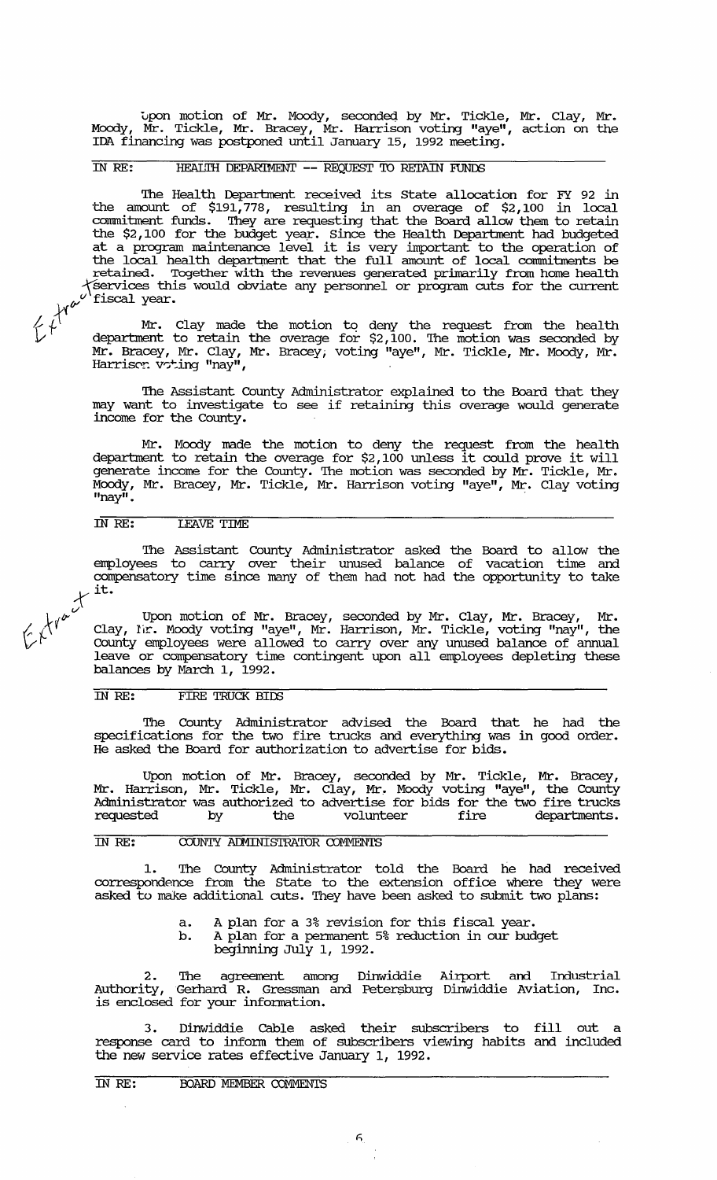Upon motion of Mr. Moody, seconded by Mr. Tickle, Mr. Clay, Mr. Moody, Mr. Tickle, Mr. Bracey, Mr. Harrison voting "aye", action on the IDA financing was postponed until January 15, 1992 meeting.

IN RE: HEALTH DEPARTMENT -- REQUEST TO RETAIN FUNDS

The Health Department received its State allocation for FY 92 in the amount of $191,778, resulting in an overage of $2,100 in local commitment funds. They are requesting that the Board allow them to retain the $2,100 for the budget year. Since the Health Department had budgeted at a program maintenance level it is very important to the operation of the local health department that the full amount of local commitments be retained. Together with the revenues generated primarily from home health services this would obviate any personnel or program cuts for the current fiscal year.

Extract

Mr. Clay made the motion to deny the request from the health department to retain the overage for $2,100. The motion was seconded by Mr. Bracey, Mr. Clay, Mr. Bracey, voting "aye", Mr. Tickle, Mr. Moody, Mr. Harrison voting "nay",

The Assistant County Administrator explained to the Board that they may want to investigate to see if retaining this overage would generate income for the County.

Mr. Moody made the motion to deny the request from the health department to retain the overage for $2,100 unless it could prove it will generate income for the County. The motion was seconded by Mr. Tickle, Mr. Moody, Mr. Bracey, Mr. Tickle, Mr. Harrison voting "aye", Mr. Clay voting "nay".

IN RE: LEAVE TIME

The Assistant County Administrator asked the Board to allow the employees to carry over their unused balance of vacation time and compensatory time since many of them had not had the opportunity to take it.

Extract

Upon motion of Mr. Bracey, seconded by Mr. Clay, Mr. Bracey, Mr. Clay, Mr. Moody voting "aye", Mr. Harrison, Mr. Tickle, voting "nay", the County employees were allowed to carry over any unused balance of annual leave or compensatory time contingent upon all employees depleting these balances by March 1, 1992.

IN RE: FIRE TRUCK BIDS

The County Administrator advised the Board that he had the specifications for the two fire trucks and everything was in good order. He asked the Board for authorization to advertise for bids.

Upon motion of Mr. Bracey, seconded by Mr. Tickle, Mr. Bracey, Mr. Harrison, Mr. Tickle, Mr. Clay, Mr. Moody voting "aye", the County Administrator was authorized to advertise for bids for the two fire trucks requested by the volunteer fire departments.

IN RE: COUNTY ADMINISTRATOR COMMENTS

1. The County Administrator told the Board he had received correspondence from the State to the extension office where they were asked to make additional cuts. They have been asked to submit two plans:

   a. A plan for a 3% revision for this fiscal year.
   b. A plan for a permanent 5% reduction in our budget beginning July 1, 1992.

2. The agreement among Dinwiddie Airport and Industrial Authority, Gerhard R. Gressman and Petersburg Dinwiddie Aviation, Inc. is enclosed for your information.

3. Dinwiddie Cable asked their subscribers to fill out a response card to inform them of subscribers viewing habits and included the new service rates effective January 1, 1992.

IN RE: BOARD MEMBER COMMENTS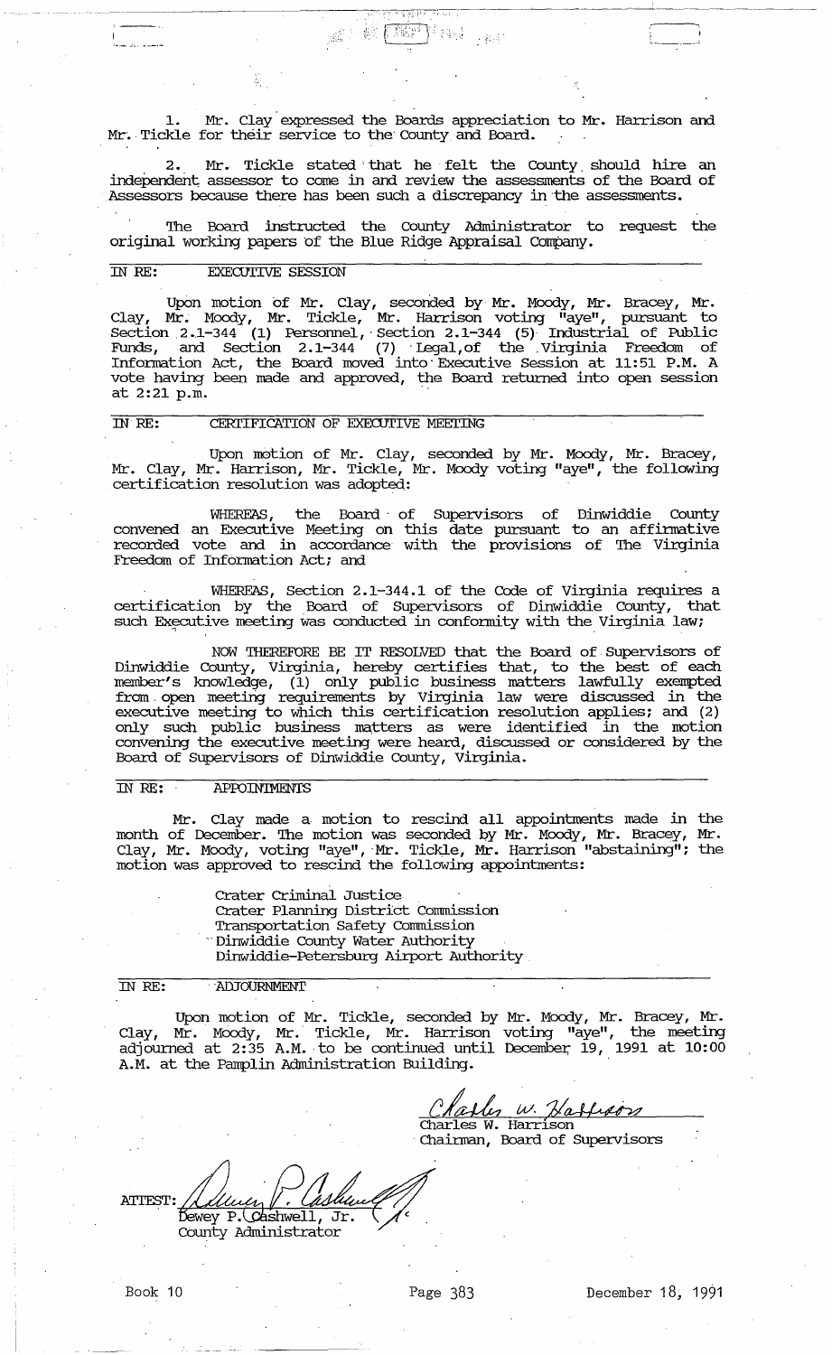1. Mr. Clay expressed the Boards appreciation to Mr. Harrison and Mr. Tickle for their service to the County and Board.

2. Mr. Tickle stated that he felt the County should hire an independent assessor to come in and review the assessments of the Board of Assessors because there has been such a discrepancy in the assessments.

The Board instructed the County Administrator to request the original working papers of the Blue Ridge Appraisal Company.

IN RE: EXECUTIVE SESSION

Upon motion of Mr. Clay, seconded by Mr. Moody, Mr. Bracey, Mr. Clay, Mr. Moody, Mr. Tickle, Mr. Harrison voting "aye", pursuant to Section 2.1-344 (1) Personnel, Section 2.1-344 (5) Industrial of Public Funds, and Section 2.1-344 (7) Legal, of the Virginia Freedom of Information Act, the Board moved into Executive Session at 11:51 P.M. A vote having been made and approved, the Board returned into open session at 2:21 p.m.

IN RE: CERTIFICATION OF EXECUTIVE MEETING

Upon motion of Mr. Clay, seconded by Mr. Moody, Mr. Bracey, Mr. Clay, Mr. Harrison, Mr. Tickle, Mr. Moody voting "aye", the following certification resolution was adopted:

WHEREAS, the Board of Supervisors of Dinwiddie County convened an Executive Meeting on this date pursuant to an affirmative recorded vote and in accordance with the provisions of The Virginia Freedom of Information Act; and

WHEREAS, Section 2.1-344.1 of the Code of Virginia requires a certification by the Board of Supervisors of Dinwiddie County, that such Executive meeting was conducted in conformity with the Virginia law;

NOW THEREFORE BE IT RESOLVED that the Board of Supervisors of Dinwiddie County, Virginia, hereby certifies that, to the best of each member's knowledge, (1) only public business matters lawfully exempted from open meeting requirements by Virginia law were discussed in the executive meeting to which this certification resolution applies; and (2) only such public business matters as were identified in the motion convening the executive meeting were heard, discussed or considered by the Board of Supervisors of Dinwiddie County, Virginia.

IN RE: APPOINTMENTS

Mr. Clay made a motion to rescind all appointments made in the month of December. The motion was seconded by Mr. Moody, Mr. Bracey, Mr. Clay, Mr. Moody, voting "aye", Mr. Tickle, Mr. Harrison "abstaining"; the motion was approved to rescind the following appointments:

Crater Criminal Justice
Crater Planning District Commission
Transportation Safety Commission
Dinwiddie County Water Authority
Dinwiddie-Petersburg Airport Authority

IN RE: ADJOURNMENT

Upon motion of Mr. Tickle, seconded by Mr. Moody, Mr. Bracey, Mr. Clay, Mr. Moody, Mr. Tickle, Mr. Harrison voting "aye", the meeting adjourned at 2:35 A.M. to be continued until December 19, 1991 at 10:00 A.M. at the Pamplin Administration Building.

Charles W. Harrison
Chairman, Board of Supervisors

ATTEST: Dewey P. Cashwell, Jr.
County Administrator

Book 10 Page 383 December 18, 1991